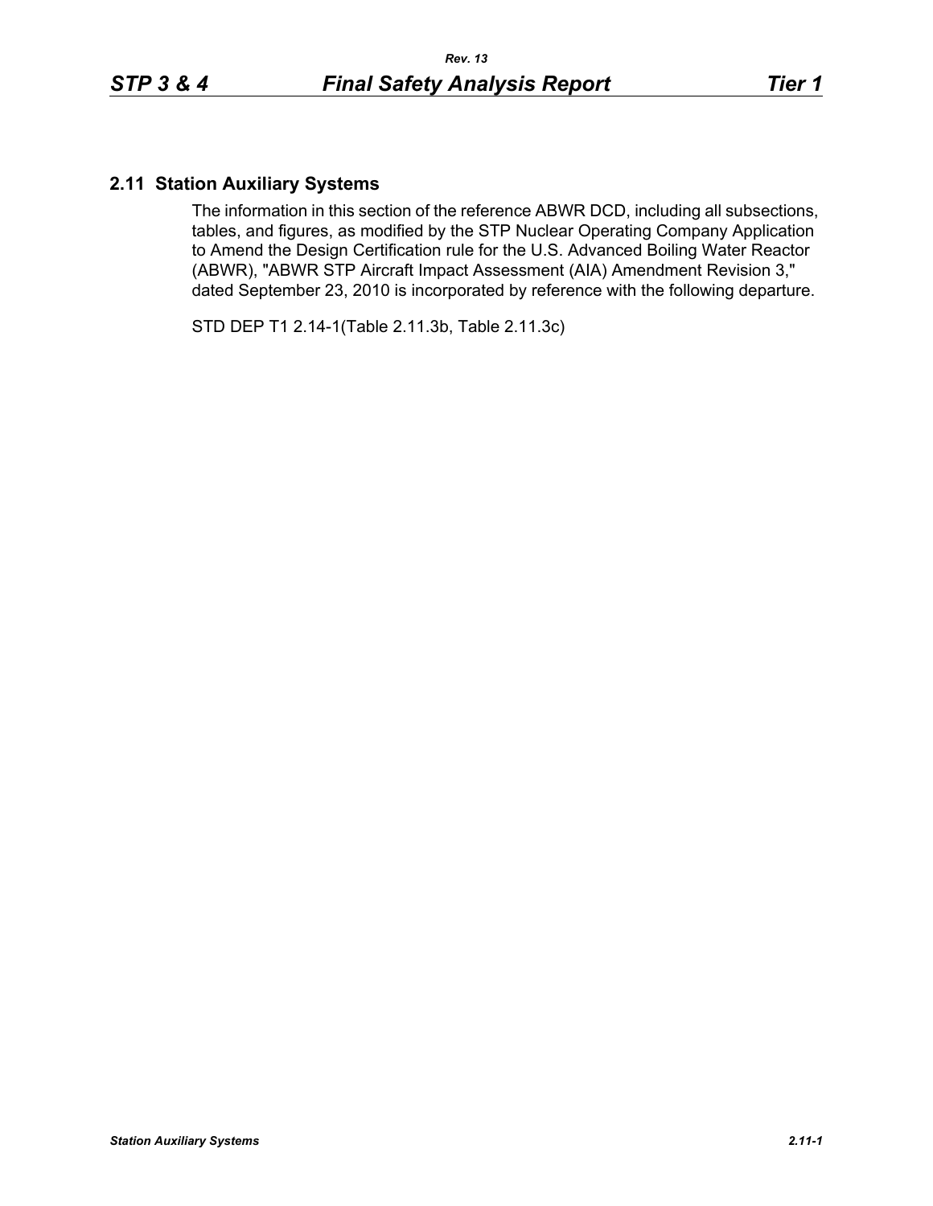## 2.11 Station Auxiliary Systems

The information in this section of the reference ABWR DCD, including all subsections, tables, and figures, as modified by the STP Nuclear Operating Company Application to Amend the Design Certification rule for the U.S. Advanced Boiling Water Reactor (ABWR), "ABWR STP Aircraft Impact Assessment (AIA) Amendment Revision 3," dated September 23, 2010 is incorporated by reference with the following departure.

STD DEP T1 2.14-1(Table 2.11.3b, Table 2.11.3c)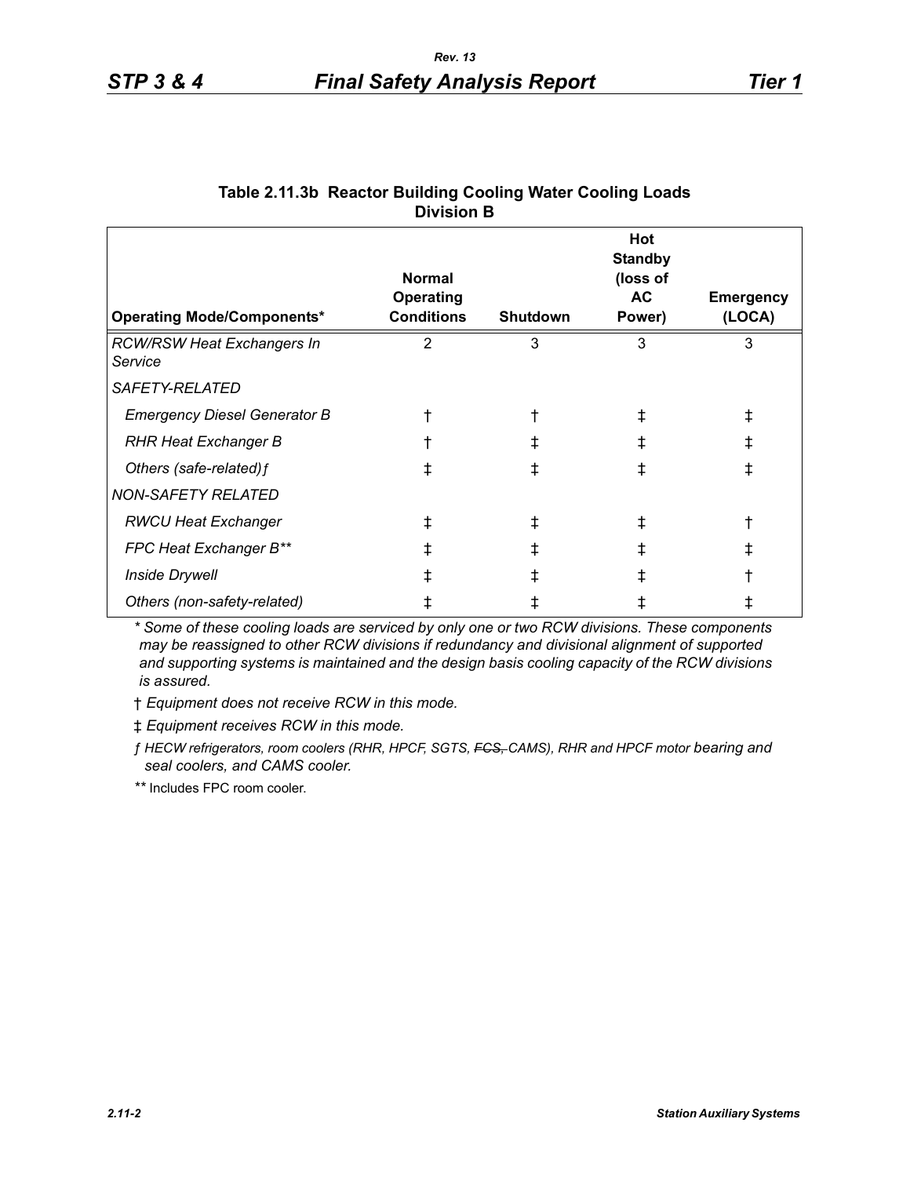**Table 2.11.3b Reactor Building Cooling Water Cooling Loads Division B**

| *Operating Mode/Components\** | **Normal Operating Conditions** | **Shutdown** | **Hot Standby (loss of AC Power)** | **Emergency (LOCA)** |
|---|---|---|---|---|
| *RCW/RSW Heat Exchangers In Service* | 2 | 3 | 3 | 3 |
| *SAFETY-RELATED* | | | | |
| *Emergency Diesel Generator B* | † | † | ‡ | ‡ |
| *RHR Heat Exchanger B* | † | ‡ | ‡ | ‡ |
| *Others (safe-related)ƒ* | ‡ | ‡ | ‡ | ‡ |
| *NON-SAFETY RELATED* | | | | |
| *RWCU Heat Exchanger* | ‡ | ‡ | ‡ | † |
| *FPC Heat Exchanger B\*\** | ‡ | ‡ | ‡ | ‡ |
| *Inside Drywell* | ‡ | ‡ | ‡ | † |
| *Others (non-safety-related)* | ‡ | ‡ | ‡ | ‡ |

*\* Some of these cooling loads are serviced by only one or two RCW divisions. These components may be reassigned to other RCW divisions if redundancy and divisional alignment of supported and supporting systems is maintained and the design basis cooling capacity of the RCW divisions is assured.*

† *Equipment does not receive RCW in this mode.*

‡ *Equipment receives RCW in this mode.*

*ƒ HECW refrigerators, room coolers (RHR, HPCF, SGTS, ~~FCS,~~ CAMS), RHR and HPCF motor bearing and seal coolers, and CAMS cooler.*

\*\* Includes FPC room cooler.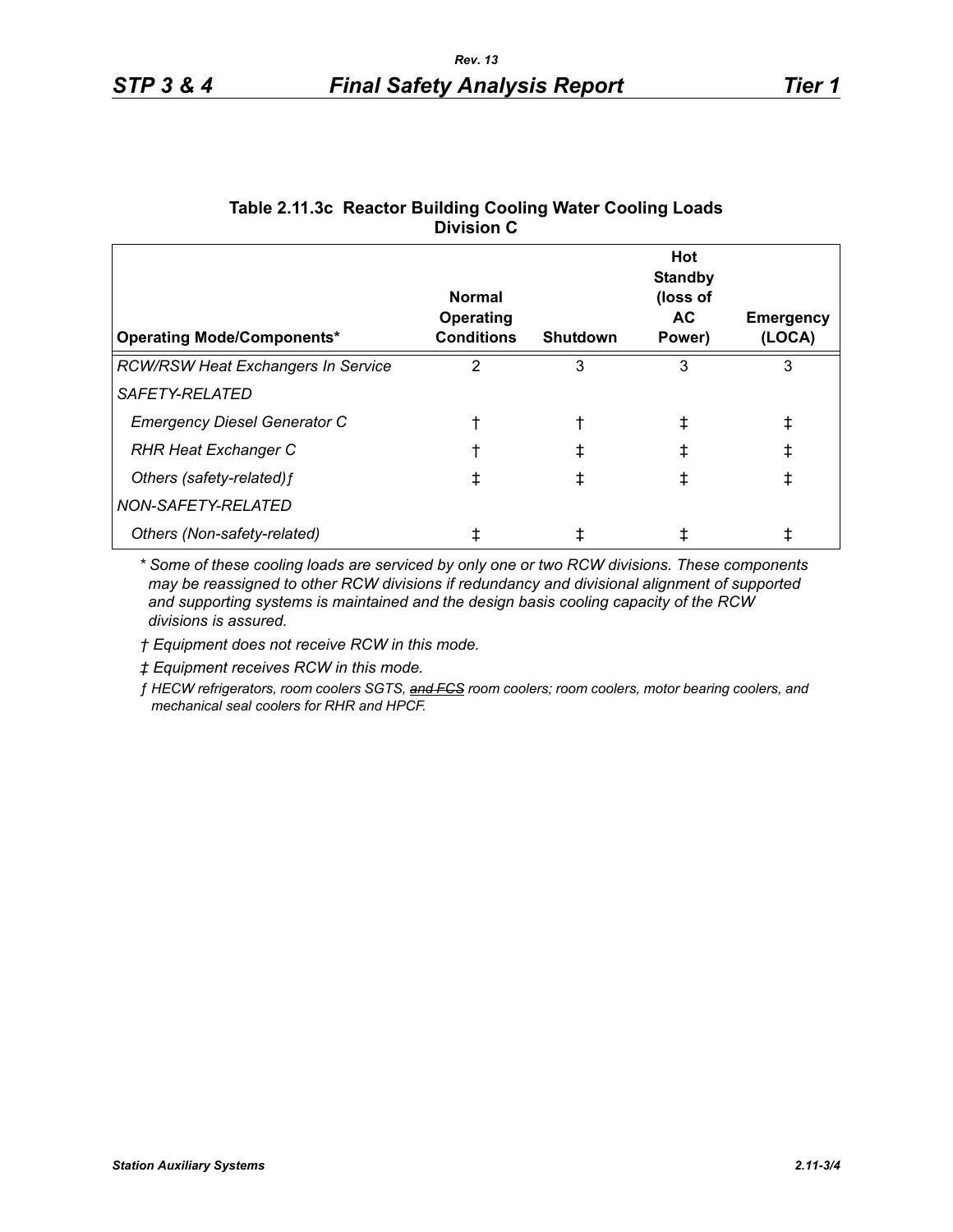**Table 2.11.3c Reactor Building Cooling Water Cooling Loads Division C**

| *Operating Mode/Components** | Normal Operating Conditions | Shutdown | Hot Standby (loss of AC Power) | Emergency (LOCA) |
|---|---|---|---|---|
| *RCW/RSW Heat Exchangers In Service* | 2 | 3 | 3 | 3 |
| *SAFETY-RELATED* | | | | |
| *Emergency Diesel Generator C* | † | † | ‡ | ‡ |
| *RHR Heat Exchanger C* | † | ‡ | ‡ | ‡ |
| *Others (safety-related)ƒ* | ‡ | ‡ | ‡ | ‡ |
| *NON-SAFETY-RELATED* | | | | |
| *Others (Non-safety-related)* | ‡ | ‡ | ‡ | ‡ |

*\* Some of these cooling loads are serviced by only one or two RCW divisions. These components may be reassigned to other RCW divisions if redundancy and divisional alignment of supported and supporting systems is maintained and the design basis cooling capacity of the RCW divisions is assured.*

*† Equipment does not receive RCW in this mode.*

*‡ Equipment receives RCW in this mode.*

*ƒ HECW refrigerators, room coolers SGTS, ~~and FCS~~ room coolers; room coolers, motor bearing coolers, and mechanical seal coolers for RHR and HPCF.*